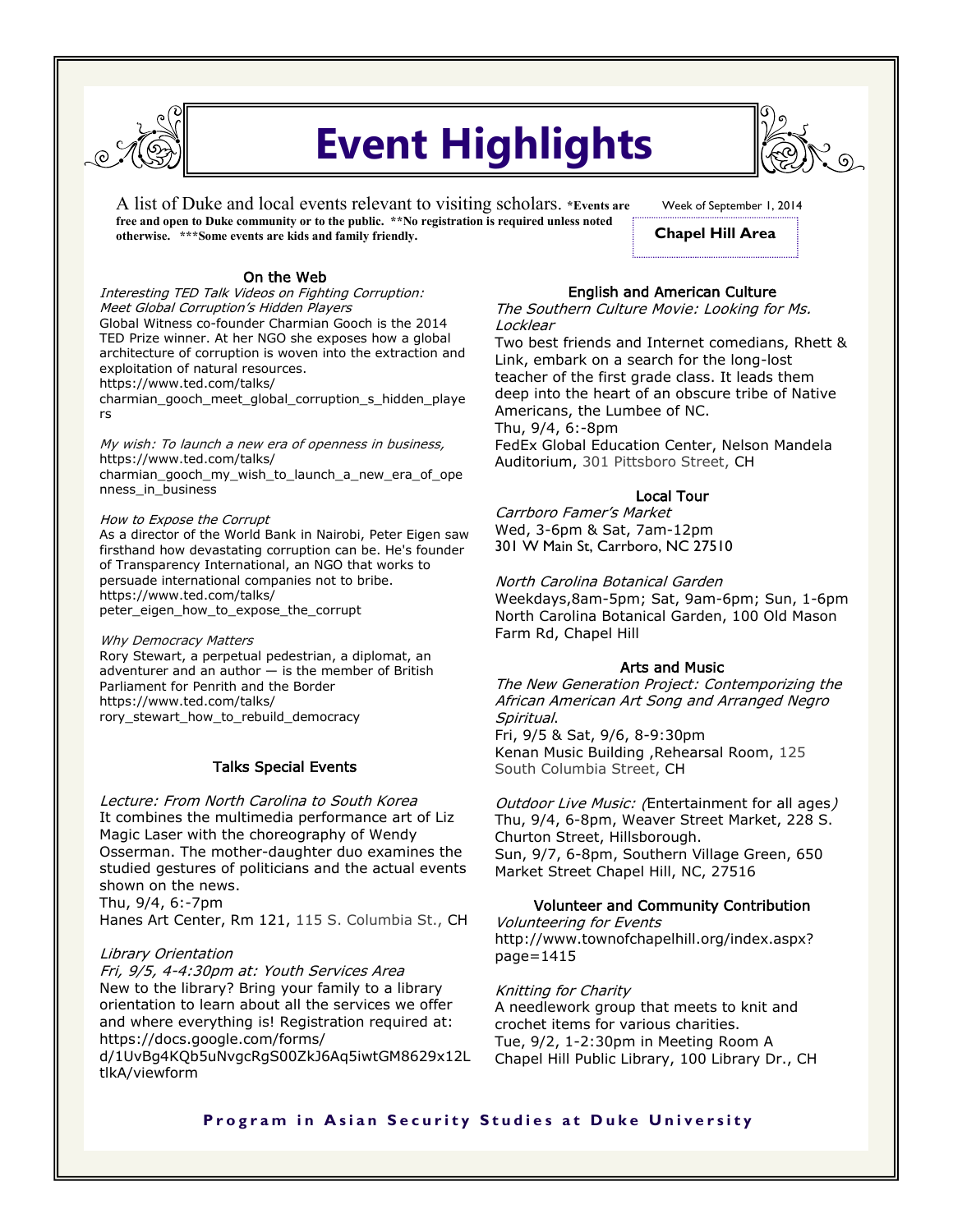# Event Highlights

A list of Duke and local events relevant to visiting scholars. **\*Events are free and open to Duke community or to the public. \*\*No registration is required unless noted otherwise. \*\*\*Some events are kids and family friendly.**

Week of September 1, 2014

**Chapel Hill Area**

## On the Web

*Interesting TED Talk Videos on Fighting Corruption: Meet Global Corruption's Hidden Players*
Global Witness co-founder Charmian Gooch is the 2014 TED Prize winner. At her NGO she exposes how a global architecture of corruption is woven into the extraction and exploitation of natural resources.
https://www.ted.com/talks/charmian_gooch_meet_global_corruption_s_hidden_players

*My wish: To launch a new era of openness in business,*
https://www.ted.com/talks/charmian_gooch_my_wish_to_launch_a_new_era_of_openness_in_business

*How to Expose the Corrupt*
As a director of the World Bank in Nairobi, Peter Eigen saw firsthand how devastating corruption can be. He's founder of Transparency International, an NGO that works to persuade international companies not to bribe.
https://www.ted.com/talks/peter_eigen_how_to_expose_the_corrupt

*Why Democracy Matters*
Rory Stewart, a perpetual pedestrian, a diplomat, an adventurer and an author — is the member of British Parliament for Penrith and the Border
https://www.ted.com/talks/rory_stewart_how_to_rebuild_democracy

## Talks Special Events

*Lecture: From North Carolina to South Korea*
It combines the multimedia performance art of Liz Magic Laser with the choreography of Wendy Osserman. The mother-daughter duo examines the studied gestures of politicians and the actual events shown on the news.
Thu, 9/4, 6:-7pm
Hanes Art Center, Rm 121, 115 S. Columbia St., CH

*Library Orientation*
*Fri, 9/5, 4-4:30pm at: Youth Services Area*
New to the library? Bring your family to a library orientation to learn about all the services we offer and where everything is! Registration required at: https://docs.google.com/forms/d/1UvBg4KQb5uNvgcRgS00ZkJ6Aq5iwtGM8629x12LtlkA/viewform

## English and American Culture

*The Southern Culture Movie: Looking for Ms. Locklear*
Two best friends and Internet comedians, Rhett & Link, embark on a search for the long-lost teacher of the first grade class. It leads them deep into the heart of an obscure tribe of Native Americans, the Lumbee of NC.
Thu, 9/4, 6:-8pm
FedEx Global Education Center, Nelson Mandela Auditorium, 301 Pittsboro Street, CH

## Local Tour

*Carrboro Famer's Market*
Wed, 3-6pm & Sat, 7am-12pm
301 W Main St, Carrboro, NC 27510

*North Carolina Botanical Garden*
Weekdays,8am-5pm; Sat, 9am-6pm; Sun, 1-6pm
North Carolina Botanical Garden, 100 Old Mason Farm Rd, Chapel Hill

## Arts and Music

*The New Generation Project: Contemporizing the African American Art Song and Arranged Negro Spiritual*.
Fri, 9/5 & Sat, 9/6, 8-9:30pm
Kenan Music Building ,Rehearsal Room, 125 South Columbia Street, CH

*Outdoor Live Music: (*Entertainment for all ages*)*
Thu, 9/4, 6-8pm, Weaver Street Market, 228 S. Churton Street, Hillsborough.
Sun, 9/7, 6-8pm, Southern Village Green, 650 Market Street Chapel Hill, NC, 27516

## Volunteer and Community Contribution

*Volunteering for Events*
http://www.townofchapelhill.org/index.aspx?page=1415

*Knitting for Charity*
A needlework group that meets to knit and crochet items for various charities.
Tue, 9/2, 1-2:30pm in Meeting Room A
Chapel Hill Public Library, 100 Library Dr., CH

**Program in Asian Security Studies at Duke University**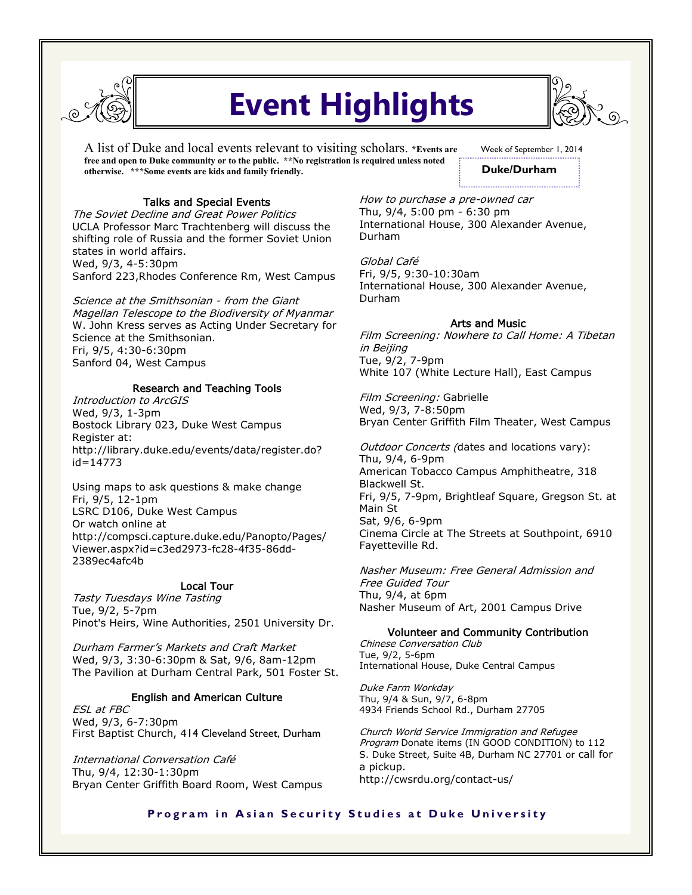# Event Highlights

A list of Duke and local events relevant to visiting scholars. **\*Events are free and open to Duke community or to the public. \*\*No registration is required unless noted otherwise. \*\*\*Some events are kids and family friendly.**

Week of September 1, 2014

**Duke/Durham**

## Talks and Special Events

*The Soviet Decline and Great Power Politics*
UCLA Professor Marc Trachtenberg will discuss the shifting role of Russia and the former Soviet Union states in world affairs.
Wed, 9/3, 4-5:30pm
Sanford 223,Rhodes Conference Rm, West Campus

*Science at the Smithsonian - from the Giant Magellan Telescope to the Biodiversity of Myanmar*
W. John Kress serves as Acting Under Secretary for Science at the Smithsonian.
Fri, 9/5, 4:30-6:30pm
Sanford 04, West Campus

## Research and Teaching Tools

*Introduction to ArcGIS*
Wed, 9/3, 1-3pm
Bostock Library 023, Duke West Campus
Register at:
http://library.duke.edu/events/data/register.do?id=14773

Using maps to ask questions & make change
Fri, 9/5, 12-1pm
LSRC D106, Duke West Campus
Or watch online at
http://compsci.capture.duke.edu/Panopto/Pages/Viewer.aspx?id=c3ed2973-fc28-4f35-86dd-2389ec4afc4b

## Local Tour

*Tasty Tuesdays Wine Tasting*
Tue, 9/2, 5-7pm
Pinot's Heirs, Wine Authorities, 2501 University Dr.

*Durham Farmer's Markets and Craft Market*
Wed, 9/3, 3:30-6:30pm & Sat, 9/6, 8am-12pm
The Pavilion at Durham Central Park, 501 Foster St.

## English and American Culture

*ESL at FBC*
Wed, 9/3, 6-7:30pm
First Baptist Church, 414 Cleveland Street, Durham

*International Conversation Café*
Thu, 9/4, 12:30-1:30pm
Bryan Center Griffith Board Room, West Campus

*How to purchase a pre-owned car*
Thu, 9/4, 5:00 pm - 6:30 pm
International House, 300 Alexander Avenue, Durham

*Global Café*
Fri, 9/5, 9:30-10:30am
International House, 300 Alexander Avenue, Durham

## Arts and Music

*Film Screening: Nowhere to Call Home: A Tibetan in Beijing*
Tue, 9/2, 7-9pm
White 107 (White Lecture Hall), East Campus

*Film Screening:* Gabrielle
Wed, 9/3, 7-8:50pm
Bryan Center Griffith Film Theater, West Campus

*Outdoor Concerts (*dates and locations vary):
Thu, 9/4, 6-9pm
American Tobacco Campus Amphitheatre, 318 Blackwell St.
Fri, 9/5, 7-9pm, Brightleaf Square, Gregson St. at Main St
Sat, 9/6, 6-9pm
Cinema Circle at The Streets at Southpoint, 6910 Fayetteville Rd.

*Nasher Museum: Free General Admission and Free Guided Tour*
Thu, 9/4, at 6pm
Nasher Museum of Art, 2001 Campus Drive

## Volunteer and Community Contribution

*Chinese Conversation Club*
Tue, 9/2, 5-6pm
International House, Duke Central Campus

*Duke Farm Workday*
Thu, 9/4 & Sun, 9/7, 6-8pm
4934 Friends School Rd., Durham 27705

*Church World Service Immigration and Refugee Program* Donate items (IN GOOD CONDITION) to 112 S. Duke Street, Suite 4B, Durham NC 27701 or call for a pickup.
http://cwsrdu.org/contact-us/

**Program in Asian Security Studies at Duke University**